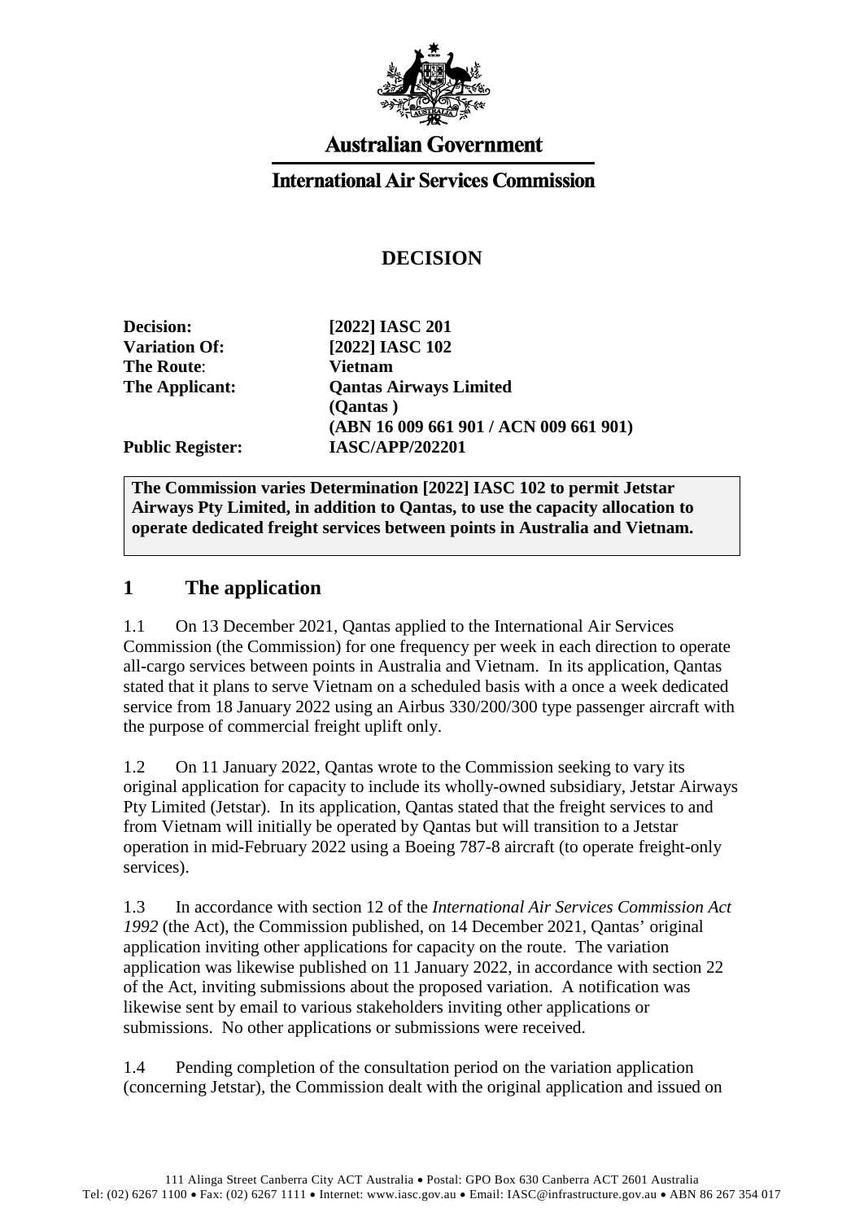**Australian Government**

**International Air Services Commission**

# DECISION

| | |
|---|---|
| **Decision:** | **[2022] IASC 201** |
| **Variation Of:** | **[2022] IASC 102** |
| **The Route:** | **Vietnam** |
| **The Applicant:** | **Qantas Airways Limited (Qantas ) (ABN 16 009 661 901 / ACN 009 661 901)** |
| **Public Register:** | **IASC/APP/202201** |

**The Commission varies Determination [2022] IASC 102 to permit Jetstar Airways Pty Limited, in addition to Qantas, to use the capacity allocation to operate dedicated freight services between points in Australia and Vietnam.**

## 1 The application

1.1 On 13 December 2021, Qantas applied to the International Air Services Commission (the Commission) for one frequency per week in each direction to operate all-cargo services between points in Australia and Vietnam. In its application, Qantas stated that it plans to serve Vietnam on a scheduled basis with a once a week dedicated service from 18 January 2022 using an Airbus 330/200/300 type passenger aircraft with the purpose of commercial freight uplift only.

1.2 On 11 January 2022, Qantas wrote to the Commission seeking to vary its original application for capacity to include its wholly-owned subsidiary, Jetstar Airways Pty Limited (Jetstar). In its application, Qantas stated that the freight services to and from Vietnam will initially be operated by Qantas but will transition to a Jetstar operation in mid-February 2022 using a Boeing 787-8 aircraft (to operate freight-only services).

1.3 In accordance with section 12 of the *International Air Services Commission Act 1992* (the Act), the Commission published, on 14 December 2021, Qantas' original application inviting other applications for capacity on the route. The variation application was likewise published on 11 January 2022, in accordance with section 22 of the Act, inviting submissions about the proposed variation. A notification was likewise sent by email to various stakeholders inviting other applications or submissions. No other applications or submissions were received.

1.4 Pending completion of the consultation period on the variation application (concerning Jetstar), the Commission dealt with the original application and issued on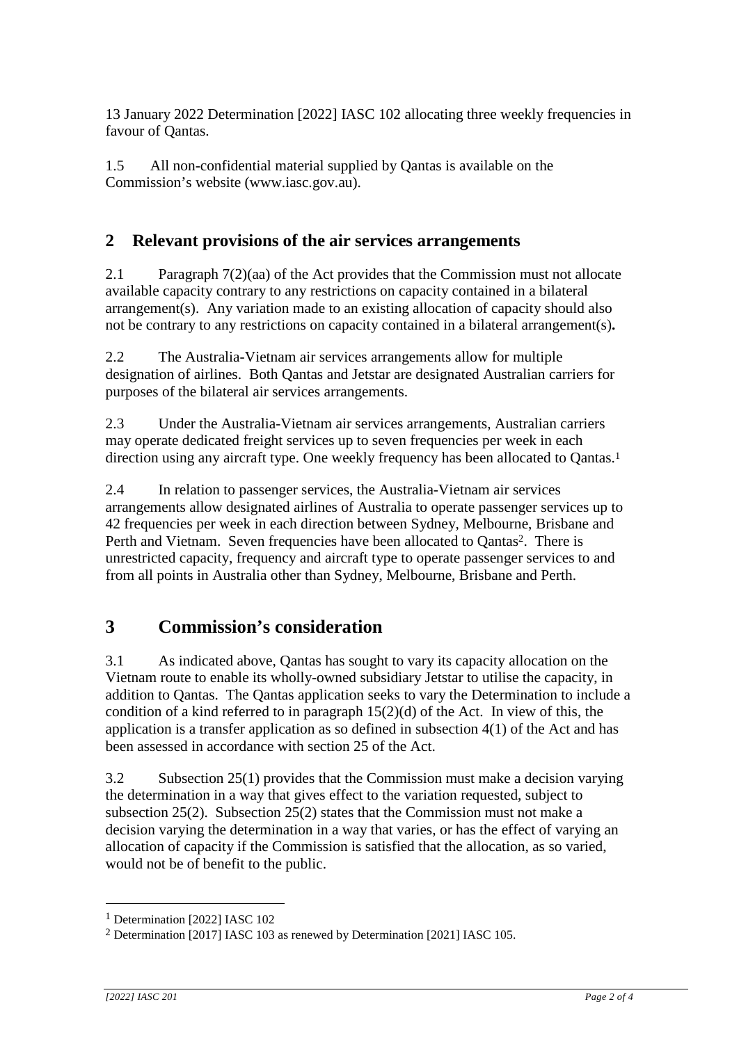13 January 2022 Determination [2022] IASC 102 allocating three weekly frequencies in favour of Qantas.

1.5 All non-confidential material supplied by Qantas is available on the Commission's website (www.iasc.gov.au).

## 2 Relevant provisions of the air services arrangements

2.1 Paragraph 7(2)(aa) of the Act provides that the Commission must not allocate available capacity contrary to any restrictions on capacity contained in a bilateral arrangement(s). Any variation made to an existing allocation of capacity should also not be contrary to any restrictions on capacity contained in a bilateral arrangement(s)**.**

2.2 The Australia-Vietnam air services arrangements allow for multiple designation of airlines. Both Qantas and Jetstar are designated Australian carriers for purposes of the bilateral air services arrangements.

2.3 Under the Australia-Vietnam air services arrangements, Australian carriers may operate dedicated freight services up to seven frequencies per week in each direction using any aircraft type. One weekly frequency has been allocated to Qantas.[1]

2.4 In relation to passenger services, the Australia-Vietnam air services arrangements allow designated airlines of Australia to operate passenger services up to 42 frequencies per week in each direction between Sydney, Melbourne, Brisbane and Perth and Vietnam. Seven frequencies have been allocated to Qantas[2]. There is unrestricted capacity, frequency and aircraft type to operate passenger services to and from all points in Australia other than Sydney, Melbourne, Brisbane and Perth.

## 3 Commission's consideration

3.1 As indicated above, Qantas has sought to vary its capacity allocation on the Vietnam route to enable its wholly-owned subsidiary Jetstar to utilise the capacity, in addition to Qantas. The Qantas application seeks to vary the Determination to include a condition of a kind referred to in paragraph 15(2)(d) of the Act. In view of this, the application is a transfer application as so defined in subsection 4(1) of the Act and has been assessed in accordance with section 25 of the Act.

3.2 Subsection 25(1) provides that the Commission must make a decision varying the determination in a way that gives effect to the variation requested, subject to subsection 25(2). Subsection 25(2) states that the Commission must not make a decision varying the determination in a way that varies, or has the effect of varying an allocation of capacity if the Commission is satisfied that the allocation, as so varied, would not be of benefit to the public.

---

[1] Determination [2022] IASC 102

[2] Determination [2017] IASC 103 as renewed by Determination [2021] IASC 105.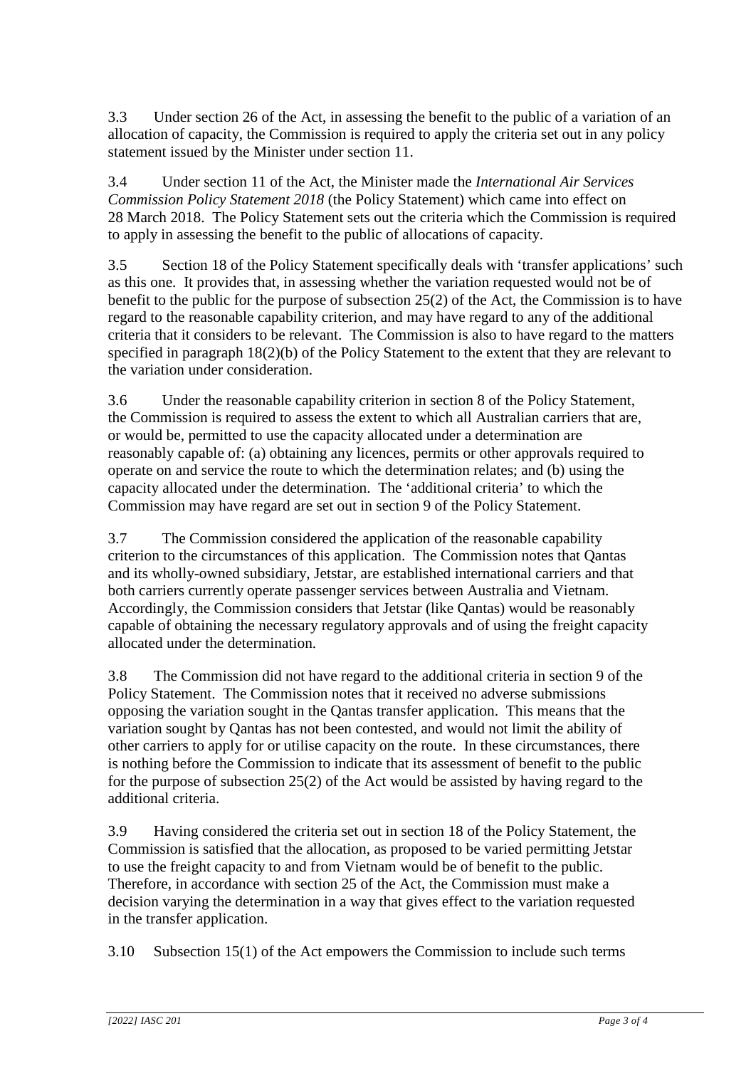3.3 Under section 26 of the Act, in assessing the benefit to the public of a variation of an allocation of capacity, the Commission is required to apply the criteria set out in any policy statement issued by the Minister under section 11.

3.4 Under section 11 of the Act, the Minister made the *International Air Services Commission Policy Statement 2018* (the Policy Statement) which came into effect on 28 March 2018. The Policy Statement sets out the criteria which the Commission is required to apply in assessing the benefit to the public of allocations of capacity.

3.5 Section 18 of the Policy Statement specifically deals with 'transfer applications' such as this one. It provides that, in assessing whether the variation requested would not be of benefit to the public for the purpose of subsection 25(2) of the Act, the Commission is to have regard to the reasonable capability criterion, and may have regard to any of the additional criteria that it considers to be relevant. The Commission is also to have regard to the matters specified in paragraph 18(2)(b) of the Policy Statement to the extent that they are relevant to the variation under consideration.

3.6 Under the reasonable capability criterion in section 8 of the Policy Statement, the Commission is required to assess the extent to which all Australian carriers that are, or would be, permitted to use the capacity allocated under a determination are reasonably capable of: (a) obtaining any licences, permits or other approvals required to operate on and service the route to which the determination relates; and (b) using the capacity allocated under the determination. The 'additional criteria' to which the Commission may have regard are set out in section 9 of the Policy Statement.

3.7 The Commission considered the application of the reasonable capability criterion to the circumstances of this application. The Commission notes that Qantas and its wholly-owned subsidiary, Jetstar, are established international carriers and that both carriers currently operate passenger services between Australia and Vietnam. Accordingly, the Commission considers that Jetstar (like Qantas) would be reasonably capable of obtaining the necessary regulatory approvals and of using the freight capacity allocated under the determination.

3.8 The Commission did not have regard to the additional criteria in section 9 of the Policy Statement. The Commission notes that it received no adverse submissions opposing the variation sought in the Qantas transfer application. This means that the variation sought by Qantas has not been contested, and would not limit the ability of other carriers to apply for or utilise capacity on the route. In these circumstances, there is nothing before the Commission to indicate that its assessment of benefit to the public for the purpose of subsection 25(2) of the Act would be assisted by having regard to the additional criteria.

3.9 Having considered the criteria set out in section 18 of the Policy Statement, the Commission is satisfied that the allocation, as proposed to be varied permitting Jetstar to use the freight capacity to and from Vietnam would be of benefit to the public. Therefore, in accordance with section 25 of the Act, the Commission must make a decision varying the determination in a way that gives effect to the variation requested in the transfer application.

3.10 Subsection 15(1) of the Act empowers the Commission to include such terms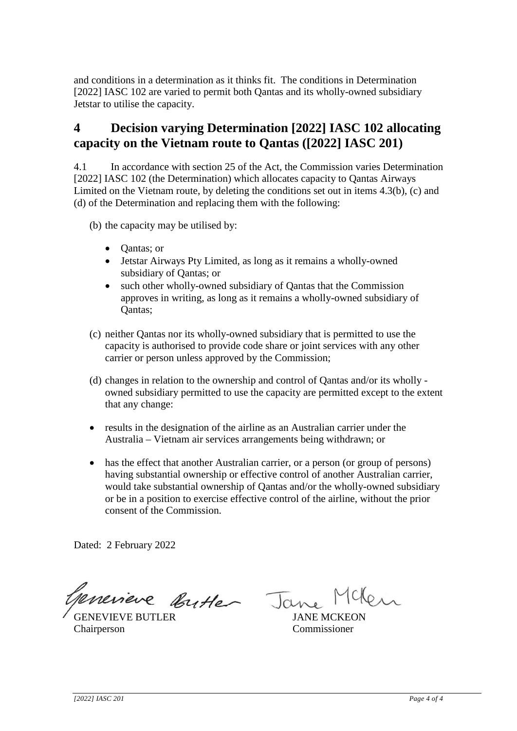and conditions in a determination as it thinks fit. The conditions in Determination [2022] IASC 102 are varied to permit both Qantas and its wholly-owned subsidiary Jetstar to utilise the capacity.

## 4 Decision varying Determination [2022] IASC 102 allocating capacity on the Vietnam route to Qantas ([2022] IASC 201)

4.1 In accordance with section 25 of the Act, the Commission varies Determination [2022] IASC 102 (the Determination) which allocates capacity to Qantas Airways Limited on the Vietnam route, by deleting the conditions set out in items 4.3(b), (c) and (d) of the Determination and replacing them with the following:

(b) the capacity may be utilised by:

- Qantas; or
- Jetstar Airways Pty Limited, as long as it remains a wholly-owned subsidiary of Qantas; or
- such other wholly-owned subsidiary of Qantas that the Commission approves in writing, as long as it remains a wholly-owned subsidiary of Qantas;

(c) neither Qantas nor its wholly-owned subsidiary that is permitted to use the capacity is authorised to provide code share or joint services with any other carrier or person unless approved by the Commission;

(d) changes in relation to the ownership and control of Qantas and/or its wholly - owned subsidiary permitted to use the capacity are permitted except to the extent that any change:

- results in the designation of the airline as an Australian carrier under the Australia – Vietnam air services arrangements being withdrawn; or
- has the effect that another Australian carrier, or a person (or group of persons) having substantial ownership or effective control of another Australian carrier, would take substantial ownership of Qantas and/or the wholly-owned subsidiary or be in a position to exercise effective control of the airline, without the prior consent of the Commission.

Dated: 2 February 2022

GENEVIEVE BUTLER
Chairperson

JANE MCKEON
Commissioner